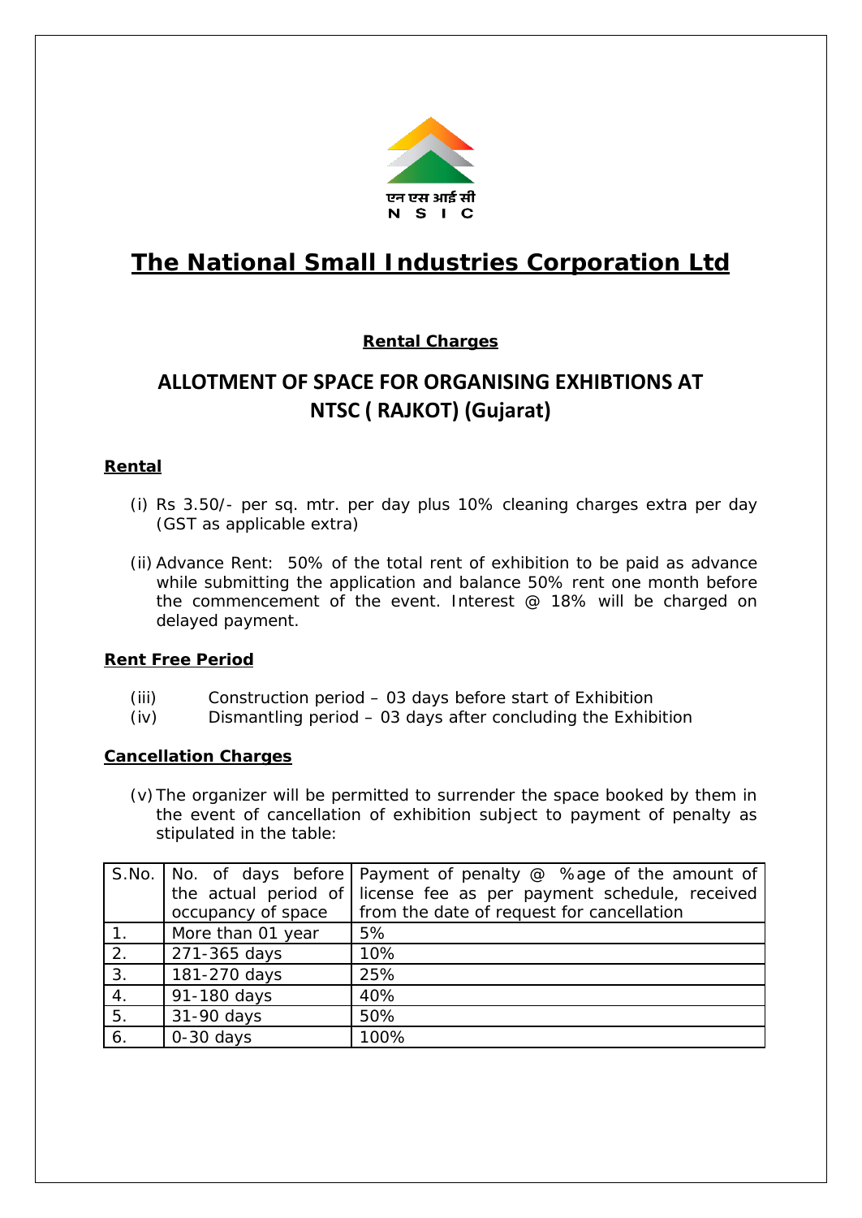एन एस आई सी
N S I C

# The National Small Industries Corporation Ltd

**Rental Charges**

## ALLOTMENT OF SPACE FOR ORGANISING EXHIBTIONS AT NTSC ( RAJKOT) (Gujarat)

### Rental

(i) Rs 3.50/- per sq. mtr. per day plus 10% cleaning charges extra per day (GST as applicable extra)

(ii) Advance Rent: 50% of the total rent of exhibition to be paid as advance while submitting the application and balance 50% rent one month before the commencement of the event. Interest @ 18% will be charged on delayed payment.

### Rent Free Period

(iii) Construction period – 03 days before start of Exhibition

(iv) Dismantling period – 03 days after concluding the Exhibition

### Cancellation Charges

(v) The organizer will be permitted to surrender the space booked by them in the event of cancellation of exhibition subject to payment of penalty as stipulated in the table:

| S.No. | No. of days before the actual period of occupancy of space | Payment of penalty @ %age of the amount of license fee as per payment schedule, received from the date of request for cancellation |
|---|---|---|
| 1. | More than 01 year | 5% |
| 2. | 271-365 days | 10% |
| 3. | 181-270 days | 25% |
| 4. | 91-180 days | 40% |
| 5. | 31-90 days | 50% |
| 6. | 0-30 days | 100% |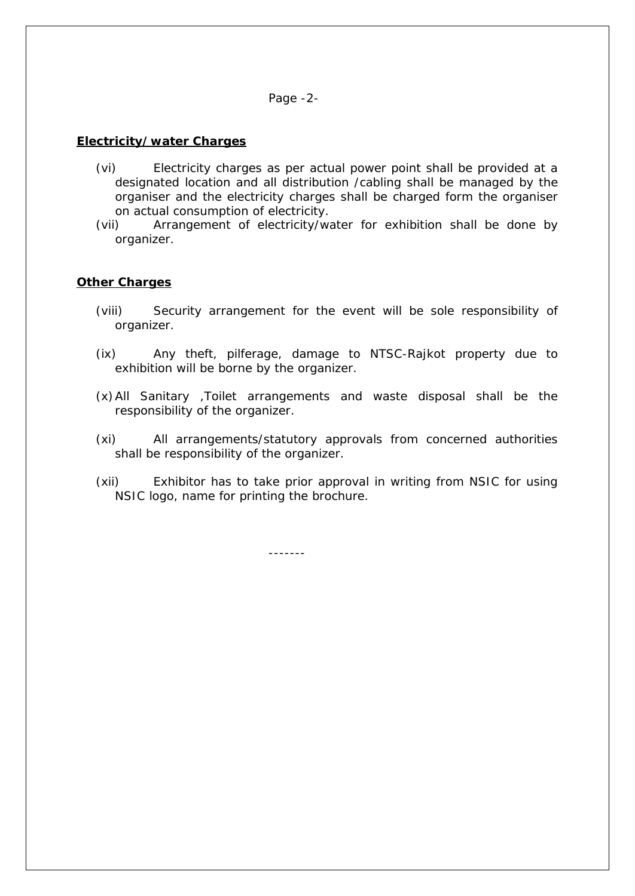**Electricity/ water Charges**

(vi) Electricity charges as per actual power point shall be provided at a designated location and all distribution /cabling shall be managed by the organiser and the electricity charges shall be charged form the organiser on actual consumption of electricity.

(vii) Arrangement of electricity/water for exhibition shall be done by organizer.

**Other Charges**

(viii) Security arrangement for the event will be sole responsibility of organizer.

(ix) Any theft, pilferage, damage to NTSC-Rajkot property due to exhibition will be borne by the organizer.

(x) All Sanitary ,Toilet arrangements and waste disposal shall be the responsibility of the organizer.

(xi) All arrangements/statutory approvals from concerned authorities shall be responsibility of the organizer.

(xii) Exhibitor has to take prior approval in writing from NSIC for using NSIC logo, name for printing the brochure.

-------